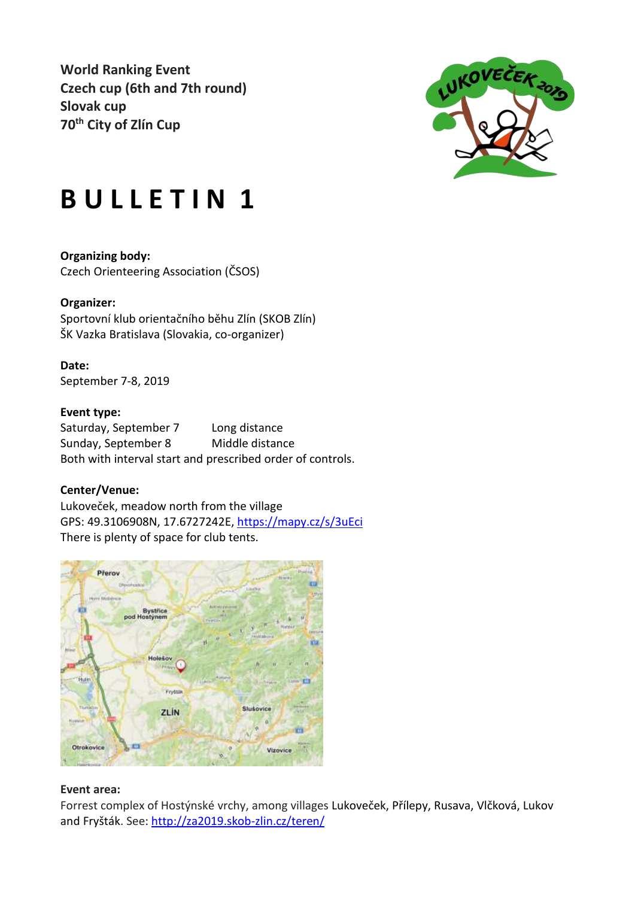**World Ranking Event**
**Czech cup (6th and 7th round)**
**Slovak cup**
**70th City of Zlín Cup**

# B U L L E T I N 1

**Organizing body:**
Czech Orienteering Association (ČSOS)

**Organizer:**
Sportovní klub orientačního běhu Zlín (SKOB Zlín)
ŠK Vazka Bratislava (Slovakia, co-organizer)

**Date:**
September 7-8, 2019

**Event type:**

Saturday, September 7 — Long distance
Sunday, September 8 — Middle distance
Both with interval start and prescribed order of controls.

**Center/Venue:**
Lukoveček, meadow north from the village
GPS: 49.3106908N, 17.6727242E, https://mapy.cz/s/3uEci
There is plenty of space for club tents.

**Event area:**
Forrest complex of Hostýnské vrchy, among villages Lukoveček, Přílepy, Rusava, Vlčková, Lukov and Fryšták. See: http://za2019.skob-zlin.cz/teren/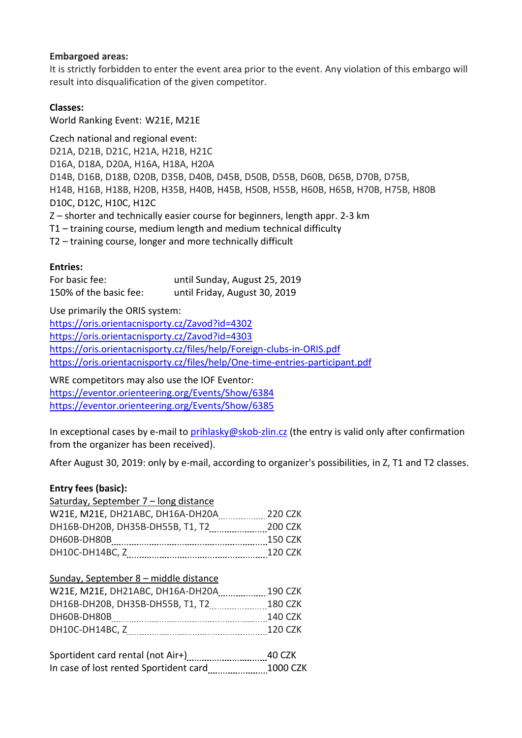**Embargoed areas:**
It is strictly forbidden to enter the event area prior to the event. Any violation of this embargo will result into disqualification of the given competitor.

**Classes:**
World Ranking Event: W21E, M21E

Czech national and regional event:
D21A, D21B, D21C, H21A, H21B, H21C
D16A, D18A, D20A, H16A, H18A, H20A
D14B, D16B, D18B, D20B, D35B, D40B, D45B, D50B, D55B, D60B, D65B, D70B, D75B,
H14B, H16B, H18B, H20B, H35B, H40B, H45B, H50B, H55B, H60B, H65B, H70B, H75B, H80B
D10C, D12C, H10C, H12C
Z – shorter and technically easier course for beginners, length appr. 2-3 km
T1 – training course, medium length and medium technical difficulty
T2 – training course, longer and more technically difficult

**Entries:**

| | |
|---|---|
| For basic fee: | until Sunday, August 25, 2019 |
| 150% of the basic fee: | until Friday, August 30, 2019 |

Use primarily the ORIS system:
https://oris.orientacnisporty.cz/Zavod?id=4302
https://oris.orientacnisporty.cz/Zavod?id=4303
https://oris.orientacnisporty.cz/files/help/Foreign-clubs-in-ORIS.pdf
https://oris.orientacnisporty.cz/files/help/One-time-entries-participant.pdf

WRE competitors may also use the IOF Eventor:
https://eventor.orienteering.org/Events/Show/6384
https://eventor.orienteering.org/Events/Show/6385

In exceptional cases by e-mail to prihlasky@skob-zlin.cz (the entry is valid only after confirmation from the organizer has been received).

After August 30, 2019: only by e-mail, according to organizer's possibilities, in Z, T1 and T2 classes.

**Entry fees (basic):**

Saturday, September 7 – long distance

| | |
|---|---|
| W21E, M21E, DH21ABC, DH16A-DH20A | 220 CZK |
| DH16B-DH20B, DH35B-DH55B, T1, T2 | 200 CZK |
| DH60B-DH80B | 150 CZK |
| DH10C-DH14BC, Z | 120 CZK |

Sunday, September 8 – middle distance

| | |
|---|---|
| W21E, M21E, DH21ABC, DH16A-DH20A | 190 CZK |
| DH16B-DH20B, DH35B-DH55B, T1, T2 | 180 CZK |
| DH60B-DH80B | 140 CZK |
| DH10C-DH14BC, Z | 120 CZK |

| | |
|---|---|
| Sportident card rental (not Air+) | 40 CZK |
| In case of lost rented Sportident card | 1000 CZK |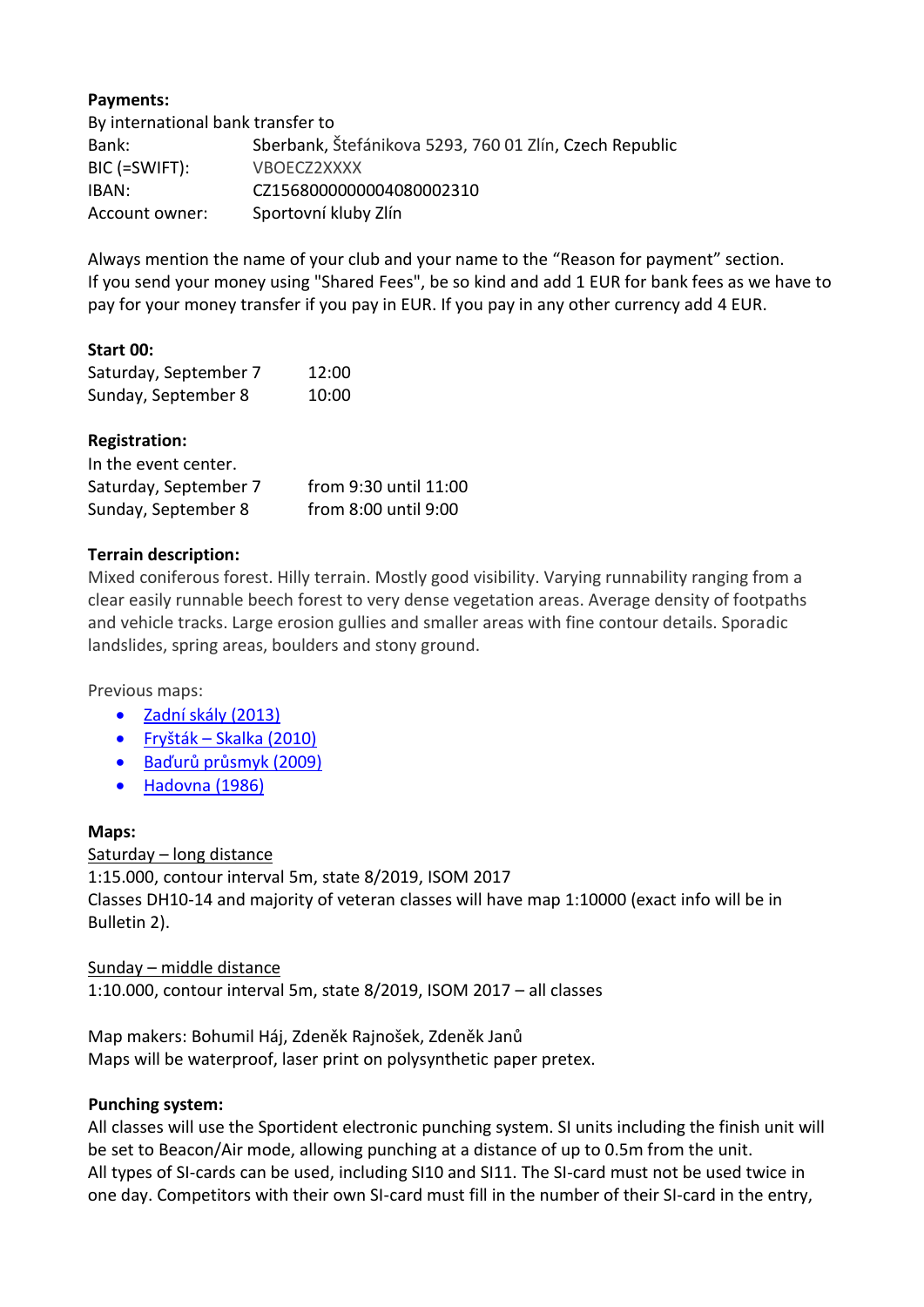**Payments:**

By international bank transfer to

| | |
|---|---|
| Bank: | Sberbank, Štefánikova 5293, 760 01 Zlín, Czech Republic |
| BIC (=SWIFT): | VBOECZ2XXXX |
| IBAN: | CZ1568000000004080002310 |
| Account owner: | Sportovní kluby Zlín |

Always mention the name of your club and your name to the "Reason for payment" section.
If you send your money using "Shared Fees", be so kind and add 1 EUR for bank fees as we have to pay for your money transfer if you pay in EUR. If you pay in any other currency add 4 EUR.

**Start 00:**

| | |
|---|---|
| Saturday, September 7 | 12:00 |
| Sunday, September 8 | 10:00 |

**Registration:**

In the event center.

| | |
|---|---|
| Saturday, September 7 | from 9:30 until 11:00 |
| Sunday, September 8 | from 8:00 until 9:00 |

**Terrain description:**

Mixed coniferous forest. Hilly terrain. Mostly good visibility. Varying runnability ranging from a clear easily runnable beech forest to very dense vegetation areas. Average density of footpaths and vehicle tracks. Large erosion gullies and smaller areas with fine contour details. Sporadic landslides, spring areas, boulders and stony ground.

Previous maps:

- Zadní skály (2013)
- Fryšták – Skalka (2010)
- Baďurů průsmyk (2009)
- Hadovna (1986)

**Maps:**

Saturday – long distance
1:15.000, contour interval 5m, state 8/2019, ISOM 2017
Classes DH10-14 and majority of veteran classes will have map 1:10000 (exact info will be in Bulletin 2).

Sunday – middle distance
1:10.000, contour interval 5m, state 8/2019, ISOM 2017 – all classes

Map makers: Bohumil Háj, Zdeněk Rajnošek, Zdeněk Janů
Maps will be waterproof, laser print on polysynthetic paper pretex.

**Punching system:**

All classes will use the Sportident electronic punching system. SI units including the finish unit will be set to Beacon/Air mode, allowing punching at a distance of up to 0.5m from the unit.
All types of SI-cards can be used, including SI10 and SI11. The SI-card must not be used twice in one day. Competitors with their own SI-card must fill in the number of their SI-card in the entry,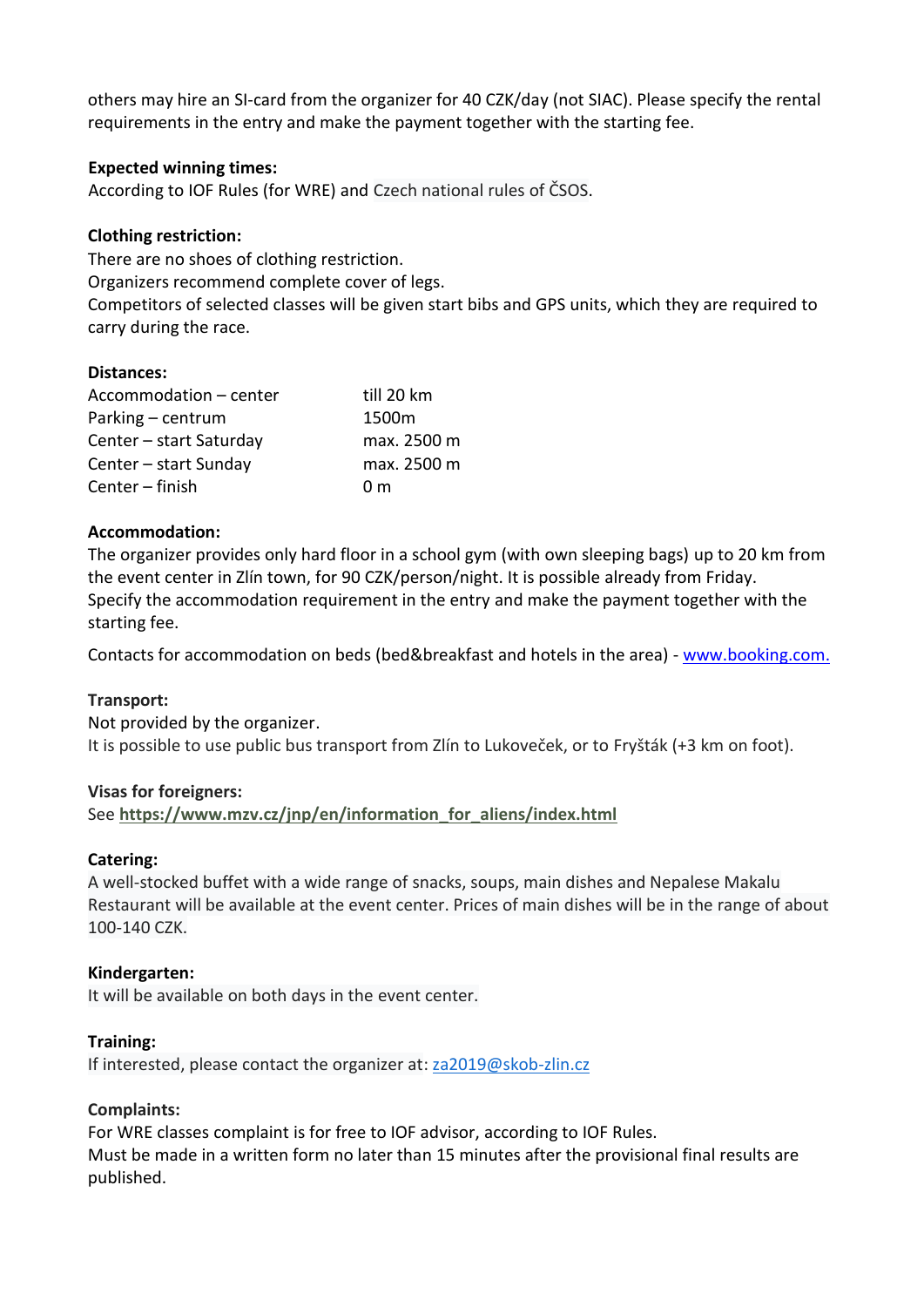others may hire an SI-card from the organizer for 40 CZK/day (not SIAC). Please specify the rental requirements in the entry and make the payment together with the starting fee.

**Expected winning times:**
According to IOF Rules (for WRE) and Czech national rules of ČSOS.

**Clothing restriction:**
There are no shoes of clothing restriction.
Organizers recommend complete cover of legs.
Competitors of selected classes will be given start bibs and GPS units, which they are required to carry during the race.

**Distances:**

| | |
|---|---|
| Accommodation – center | till 20 km |
| Parking – centrum | 1500m |
| Center – start Saturday | max. 2500 m |
| Center – start Sunday | max. 2500 m |
| Center – finish | 0 m |

**Accommodation:**
The organizer provides only hard floor in a school gym (with own sleeping bags) up to 20 km from the event center in Zlín town, for 90 CZK/person/night. It is possible already from Friday.
Specify the accommodation requirement in the entry and make the payment together with the starting fee.

Contacts for accommodation on beds (bed&breakfast and hotels in the area) - [www.booking.com.](www.booking.com)

**Transport:**
Not provided by the organizer.
It is possible to use public bus transport from Zlín to Lukoveček, or to Fryšták (+3 km on foot).

**Visas for foreigners:**
See **https://www.mzv.cz/jnp/en/information_for_aliens/index.html**

**Catering:**
A well-stocked buffet with a wide range of snacks, soups, main dishes and Nepalese Makalu Restaurant will be available at the event center. Prices of main dishes will be in the range of about 100-140 CZK.

**Kindergarten:**
It will be available on both days in the event center.

**Training:**
If interested, please contact the organizer at: za2019@skob-zlin.cz

**Complaints:**
For WRE classes complaint is for free to IOF advisor, according to IOF Rules.
Must be made in a written form no later than 15 minutes after the provisional final results are published.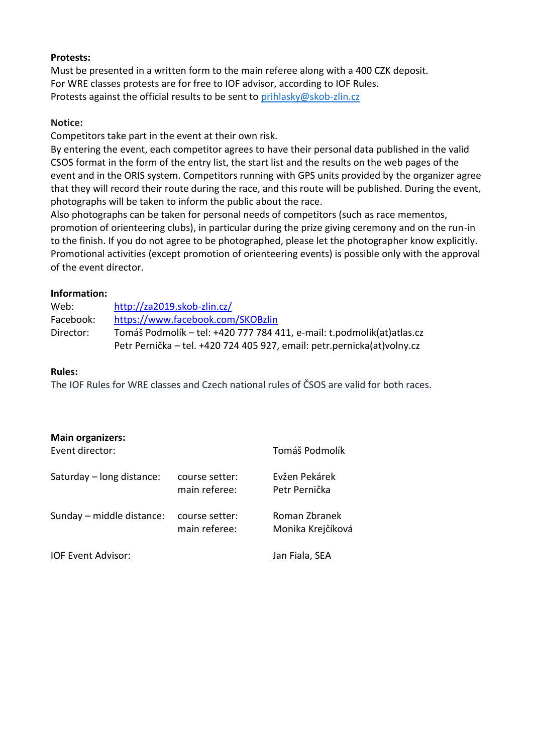**Protests:**

Must be presented in a written form to the main referee along with a 400 CZK deposit.
For WRE classes protests are for free to IOF advisor, according to IOF Rules.
Protests against the official results to be sent to prihlasky@skob-zlin.cz

**Notice:**

Competitors take part in the event at their own risk.
By entering the event, each competitor agrees to have their personal data published in the valid CSOS format in the form of the entry list, the start list and the results on the web pages of the event and in the ORIS system. Competitors running with GPS units provided by the organizer agree that they will record their route during the race, and this route will be published. During the event, photographs will be taken to inform the public about the race.
Also photographs can be taken for personal needs of competitors (such as race mementos, promotion of orienteering clubs), in particular during the prize giving ceremony and on the run-in to the finish. If you do not agree to be photographed, please let the photographer know explicitly.
Promotional activities (except promotion of orienteering events) is possible only with the approval of the event director.

**Information:**

| | |
|---|---|
| Web: | http://za2019.skob-zlin.cz/ |
| Facebook: | https://www.facebook.com/SKOBzlin |
| Director: | Tomáš Podmolík – tel: +420 777 784 411, e-mail: t.podmolik(at)atlas.cz |
| | Petr Pernička – tel. +420 724 405 927, email: petr.pernicka(at)volny.cz |

**Rules:**

The IOF Rules for WRE classes and Czech national rules of ČSOS are valid for both races.

**Main organizers:**

| | | |
|---|---|---|
| Event director: | | Tomáš Podmolík |
| Saturday – long distance: | course setter: | Evžen Pekárek |
| | main referee: | Petr Pernička |
| Sunday – middle distance: | course setter: | Roman Zbranek |
| | main referee: | Monika Krejčíková |
| IOF Event Advisor: | | Jan Fiala, SEA |